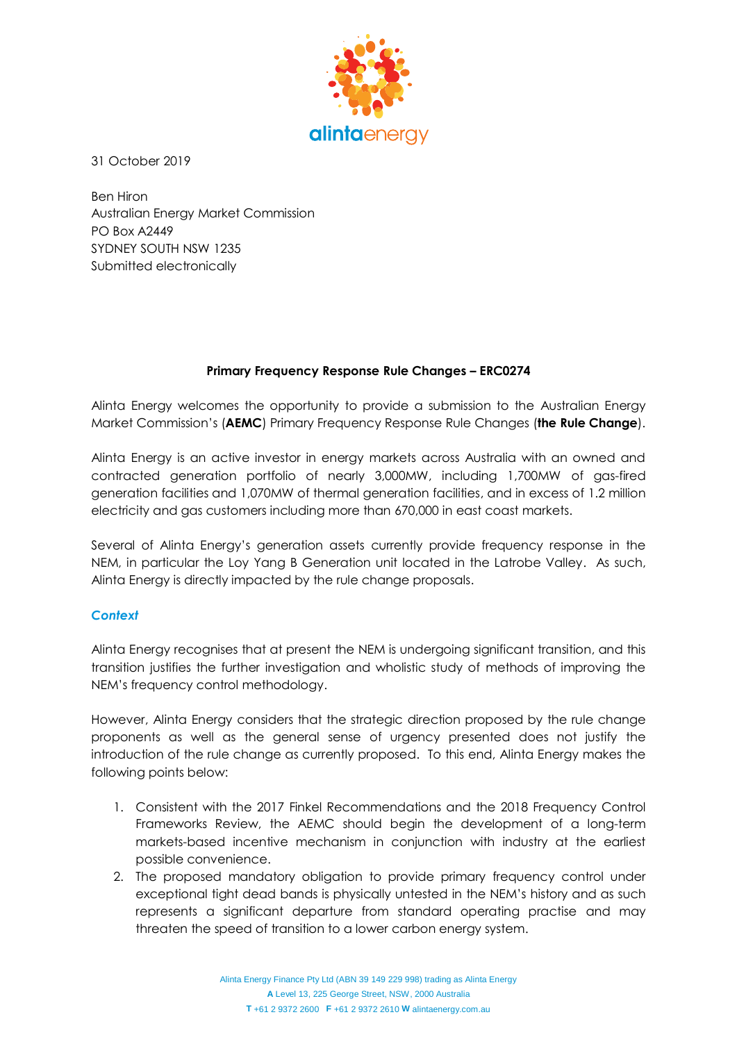31 October 2019

Ben Hiron
Australian Energy Market Commission
PO Box A2449
SYDNEY SOUTH NSW 1235
Submitted electronically

**Primary Frequency Response Rule Changes – ERC0274**

Alinta Energy welcomes the opportunity to provide a submission to the Australian Energy Market Commission's (**AEMC**) Primary Frequency Response Rule Changes (**the Rule Change**).

Alinta Energy is an active investor in energy markets across Australia with an owned and contracted generation portfolio of nearly 3,000MW, including 1,700MW of gas-fired generation facilities and 1,070MW of thermal generation facilities, and in excess of 1.2 million electricity and gas customers including more than 670,000 in east coast markets.

Several of Alinta Energy's generation assets currently provide frequency response in the NEM, in particular the Loy Yang B Generation unit located in the Latrobe Valley. As such, Alinta Energy is directly impacted by the rule change proposals.

### *Context*

Alinta Energy recognises that at present the NEM is undergoing significant transition, and this transition justifies the further investigation and wholistic study of methods of improving the NEM's frequency control methodology.

However, Alinta Energy considers that the strategic direction proposed by the rule change proponents as well as the general sense of urgency presented does not justify the introduction of the rule change as currently proposed. To this end, Alinta Energy makes the following points below:

1. Consistent with the 2017 Finkel Recommendations and the 2018 Frequency Control Frameworks Review, the AEMC should begin the development of a long-term markets-based incentive mechanism in conjunction with industry at the earliest possible convenience.
2. The proposed mandatory obligation to provide primary frequency control under exceptional tight dead bands is physically untested in the NEM's history and as such represents a significant departure from standard operating practise and may threaten the speed of transition to a lower carbon energy system.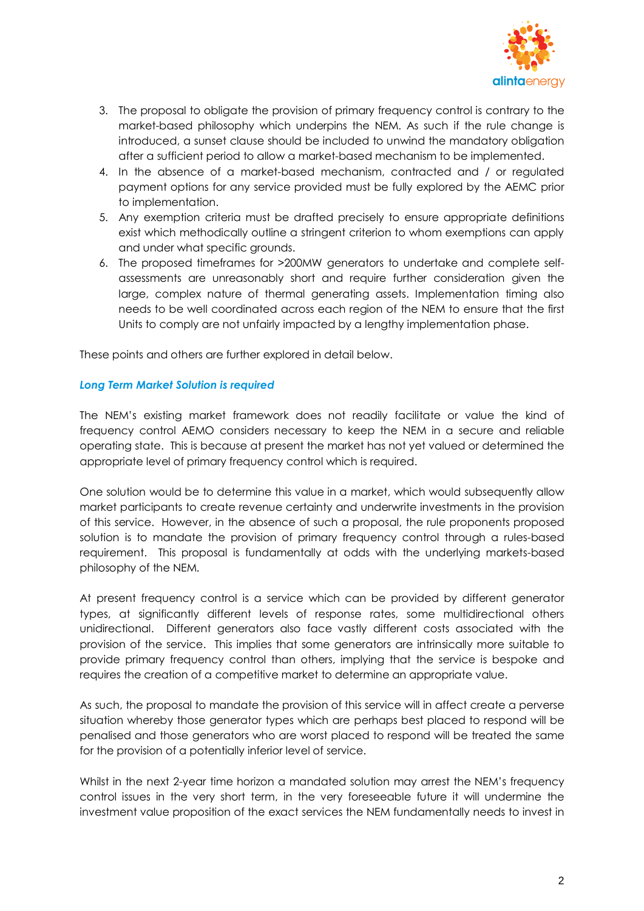3. The proposal to obligate the provision of primary frequency control is contrary to the market-based philosophy which underpins the NEM. As such if the rule change is introduced, a sunset clause should be included to unwind the mandatory obligation after a sufficient period to allow a market-based mechanism to be implemented.
4. In the absence of a market-based mechanism, contracted and / or regulated payment options for any service provided must be fully explored by the AEMC prior to implementation.
5. Any exemption criteria must be drafted precisely to ensure appropriate definitions exist which methodically outline a stringent criterion to whom exemptions can apply and under what specific grounds.
6. The proposed timeframes for >200MW generators to undertake and complete self-assessments are unreasonably short and require further consideration given the large, complex nature of thermal generating assets. Implementation timing also needs to be well coordinated across each region of the NEM to ensure that the first Units to comply are not unfairly impacted by a lengthy implementation phase.

These points and others are further explored in detail below.

***Long Term Market Solution is required***

The NEM's existing market framework does not readily facilitate or value the kind of frequency control AEMO considers necessary to keep the NEM in a secure and reliable operating state. This is because at present the market has not yet valued or determined the appropriate level of primary frequency control which is required.

One solution would be to determine this value in a market, which would subsequently allow market participants to create revenue certainty and underwrite investments in the provision of this service. However, in the absence of such a proposal, the rule proponents proposed solution is to mandate the provision of primary frequency control through a rules-based requirement. This proposal is fundamentally at odds with the underlying markets-based philosophy of the NEM.

At present frequency control is a service which can be provided by different generator types, at significantly different levels of response rates, some multidirectional others unidirectional. Different generators also face vastly different costs associated with the provision of the service. This implies that some generators are intrinsically more suitable to provide primary frequency control than others, implying that the service is bespoke and requires the creation of a competitive market to determine an appropriate value.

As such, the proposal to mandate the provision of this service will in affect create a perverse situation whereby those generator types which are perhaps best placed to respond will be penalised and those generators who are worst placed to respond will be treated the same for the provision of a potentially inferior level of service.

Whilst in the next 2-year time horizon a mandated solution may arrest the NEM's frequency control issues in the very short term, in the very foreseeable future it will undermine the investment value proposition of the exact services the NEM fundamentally needs to invest in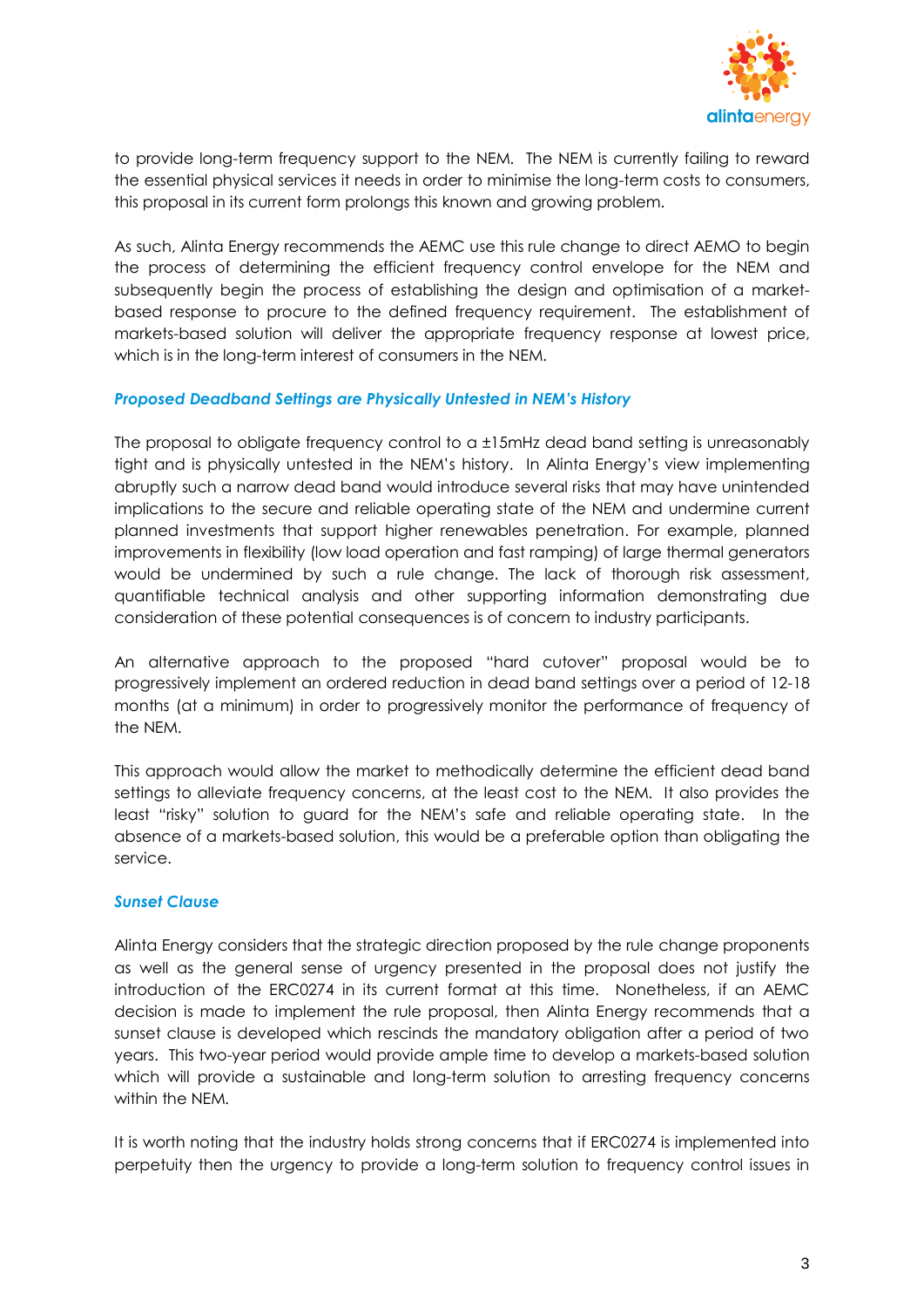to provide long-term frequency support to the NEM. The NEM is currently failing to reward the essential physical services it needs in order to minimise the long-term costs to consumers, this proposal in its current form prolongs this known and growing problem.

As such, Alinta Energy recommends the AEMC use this rule change to direct AEMO to begin the process of determining the efficient frequency control envelope for the NEM and subsequently begin the process of establishing the design and optimisation of a market-based response to procure to the defined frequency requirement. The establishment of markets-based solution will deliver the appropriate frequency response at lowest price, which is in the long-term interest of consumers in the NEM.

### *Proposed Deadband Settings are Physically Untested in NEM's History*

The proposal to obligate frequency control to a ±15mHz dead band setting is unreasonably tight and is physically untested in the NEM's history. In Alinta Energy's view implementing abruptly such a narrow dead band would introduce several risks that may have unintended implications to the secure and reliable operating state of the NEM and undermine current planned investments that support higher renewables penetration. For example, planned improvements in flexibility (low load operation and fast ramping) of large thermal generators would be undermined by such a rule change. The lack of thorough risk assessment, quantifiable technical analysis and other supporting information demonstrating due consideration of these potential consequences is of concern to industry participants.

An alternative approach to the proposed "hard cutover" proposal would be to progressively implement an ordered reduction in dead band settings over a period of 12-18 months (at a minimum) in order to progressively monitor the performance of frequency of the NEM.

This approach would allow the market to methodically determine the efficient dead band settings to alleviate frequency concerns, at the least cost to the NEM. It also provides the least "risky" solution to guard for the NEM's safe and reliable operating state. In the absence of a markets-based solution, this would be a preferable option than obligating the service.

### *Sunset Clause*

Alinta Energy considers that the strategic direction proposed by the rule change proponents as well as the general sense of urgency presented in the proposal does not justify the introduction of the ERC0274 in its current format at this time. Nonetheless, if an AEMC decision is made to implement the rule proposal, then Alinta Energy recommends that a sunset clause is developed which rescinds the mandatory obligation after a period of two years. This two-year period would provide ample time to develop a markets-based solution which will provide a sustainable and long-term solution to arresting frequency concerns within the NEM.

It is worth noting that the industry holds strong concerns that if ERC0274 is implemented into perpetuity then the urgency to provide a long-term solution to frequency control issues in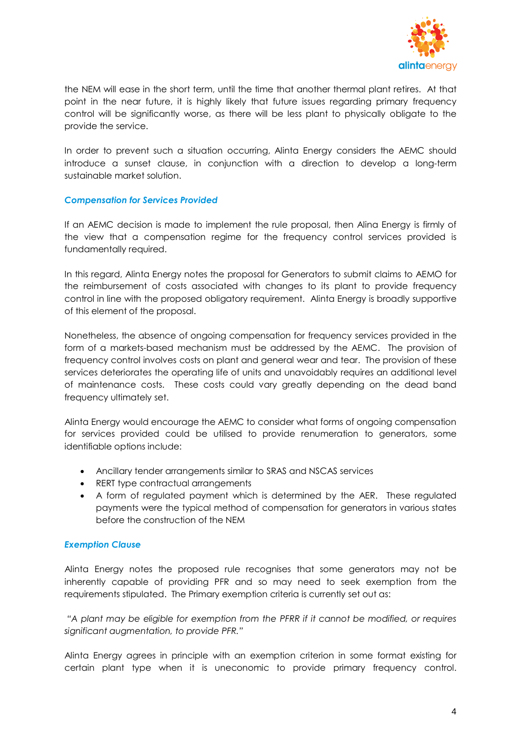the NEM will ease in the short term, until the time that another thermal plant retires. At that point in the near future, it is highly likely that future issues regarding primary frequency control will be significantly worse, as there will be less plant to physically obligate to the provide the service.

In order to prevent such a situation occurring, Alinta Energy considers the AEMC should introduce a sunset clause, in conjunction with a direction to develop a long-term sustainable market solution.

### *Compensation for Services Provided*

If an AEMC decision is made to implement the rule proposal, then Alina Energy is firmly of the view that a compensation regime for the frequency control services provided is fundamentally required.

In this regard, Alinta Energy notes the proposal for Generators to submit claims to AEMO for the reimbursement of costs associated with changes to its plant to provide frequency control in line with the proposed obligatory requirement. Alinta Energy is broadly supportive of this element of the proposal.

Nonetheless, the absence of ongoing compensation for frequency services provided in the form of a markets-based mechanism must be addressed by the AEMC. The provision of frequency control involves costs on plant and general wear and tear. The provision of these services deteriorates the operating life of units and unavoidably requires an additional level of maintenance costs. These costs could vary greatly depending on the dead band frequency ultimately set.

Alinta Energy would encourage the AEMC to consider what forms of ongoing compensation for services provided could be utilised to provide renumeration to generators, some identifiable options include:

- Ancillary tender arrangements similar to SRAS and NSCAS services
- RERT type contractual arrangements
- A form of regulated payment which is determined by the AER. These regulated payments were the typical method of compensation for generators in various states before the construction of the NEM

### *Exemption Clause*

Alinta Energy notes the proposed rule recognises that some generators may not be inherently capable of providing PFR and so may need to seek exemption from the requirements stipulated. The Primary exemption criteria is currently set out as:

*"A plant may be eligible for exemption from the PFRR if it cannot be modified, or requires significant augmentation, to provide PFR."*

Alinta Energy agrees in principle with an exemption criterion in some format existing for certain plant type when it is uneconomic to provide primary frequency control.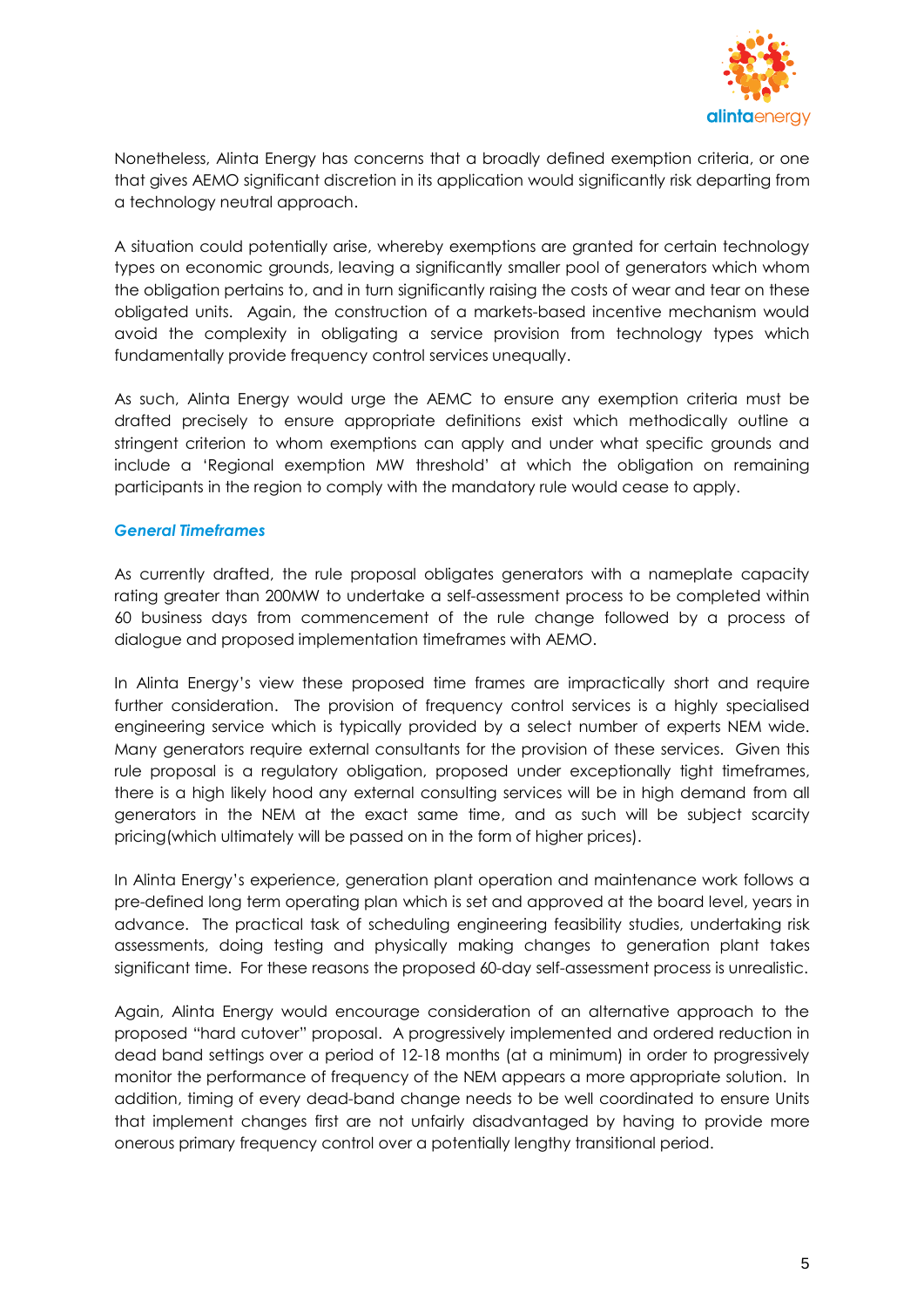Nonetheless, Alinta Energy has concerns that a broadly defined exemption criteria, or one that gives AEMO significant discretion in its application would significantly risk departing from a technology neutral approach.

A situation could potentially arise, whereby exemptions are granted for certain technology types on economic grounds, leaving a significantly smaller pool of generators which whom the obligation pertains to, and in turn significantly raising the costs of wear and tear on these obligated units. Again, the construction of a markets-based incentive mechanism would avoid the complexity in obligating a service provision from technology types which fundamentally provide frequency control services unequally.

As such, Alinta Energy would urge the AEMC to ensure any exemption criteria must be drafted precisely to ensure appropriate definitions exist which methodically outline a stringent criterion to whom exemptions can apply and under what specific grounds and include a 'Regional exemption MW threshold' at which the obligation on remaining participants in the region to comply with the mandatory rule would cease to apply.

### *General Timeframes*

As currently drafted, the rule proposal obligates generators with a nameplate capacity rating greater than 200MW to undertake a self-assessment process to be completed within 60 business days from commencement of the rule change followed by a process of dialogue and proposed implementation timeframes with AEMO.

In Alinta Energy's view these proposed time frames are impractically short and require further consideration. The provision of frequency control services is a highly specialised engineering service which is typically provided by a select number of experts NEM wide. Many generators require external consultants for the provision of these services. Given this rule proposal is a regulatory obligation, proposed under exceptionally tight timeframes, there is a high likely hood any external consulting services will be in high demand from all generators in the NEM at the exact same time, and as such will be subject scarcity pricing(which ultimately will be passed on in the form of higher prices).

In Alinta Energy's experience, generation plant operation and maintenance work follows a pre-defined long term operating plan which is set and approved at the board level, years in advance. The practical task of scheduling engineering feasibility studies, undertaking risk assessments, doing testing and physically making changes to generation plant takes significant time. For these reasons the proposed 60-day self-assessment process is unrealistic.

Again, Alinta Energy would encourage consideration of an alternative approach to the proposed "hard cutover" proposal. A progressively implemented and ordered reduction in dead band settings over a period of 12-18 months (at a minimum) in order to progressively monitor the performance of frequency of the NEM appears a more appropriate solution. In addition, timing of every dead-band change needs to be well coordinated to ensure Units that implement changes first are not unfairly disadvantaged by having to provide more onerous primary frequency control over a potentially lengthy transitional period.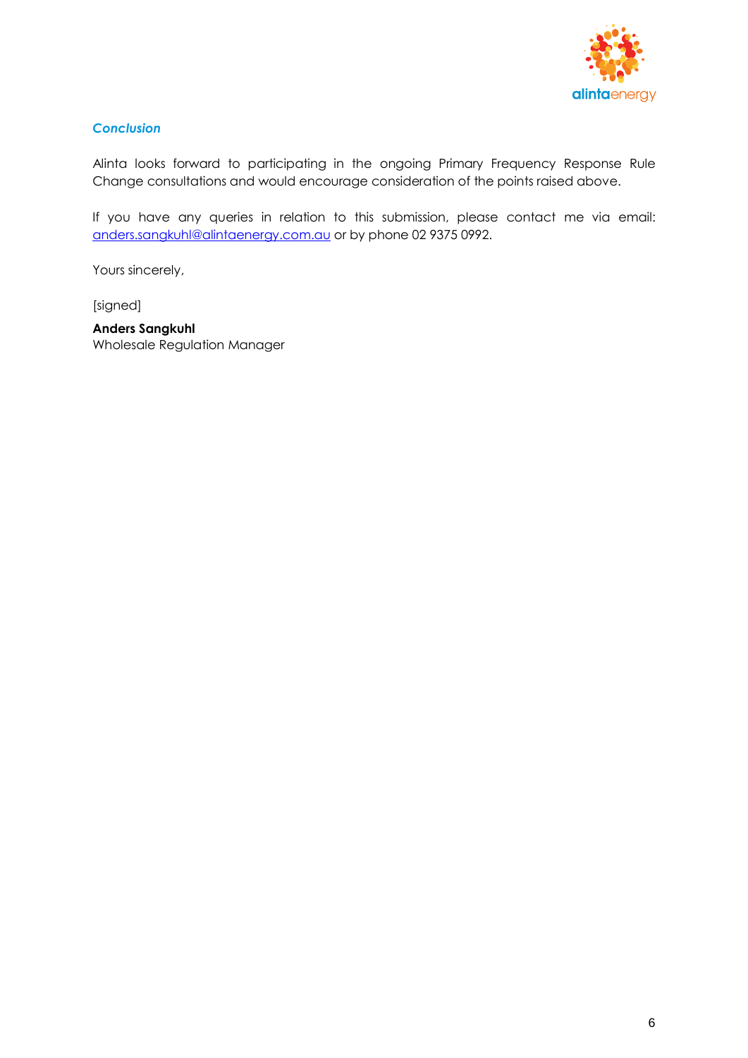### *Conclusion*

Alinta looks forward to participating in the ongoing Primary Frequency Response Rule Change consultations and would encourage consideration of the points raised above.

If you have any queries in relation to this submission, please contact me via email: anders.sangkuhl@alintaenergy.com.au or by phone 02 9375 0992.

Yours sincerely,

[signed]

**Anders Sangkuhl**
Wholesale Regulation Manager